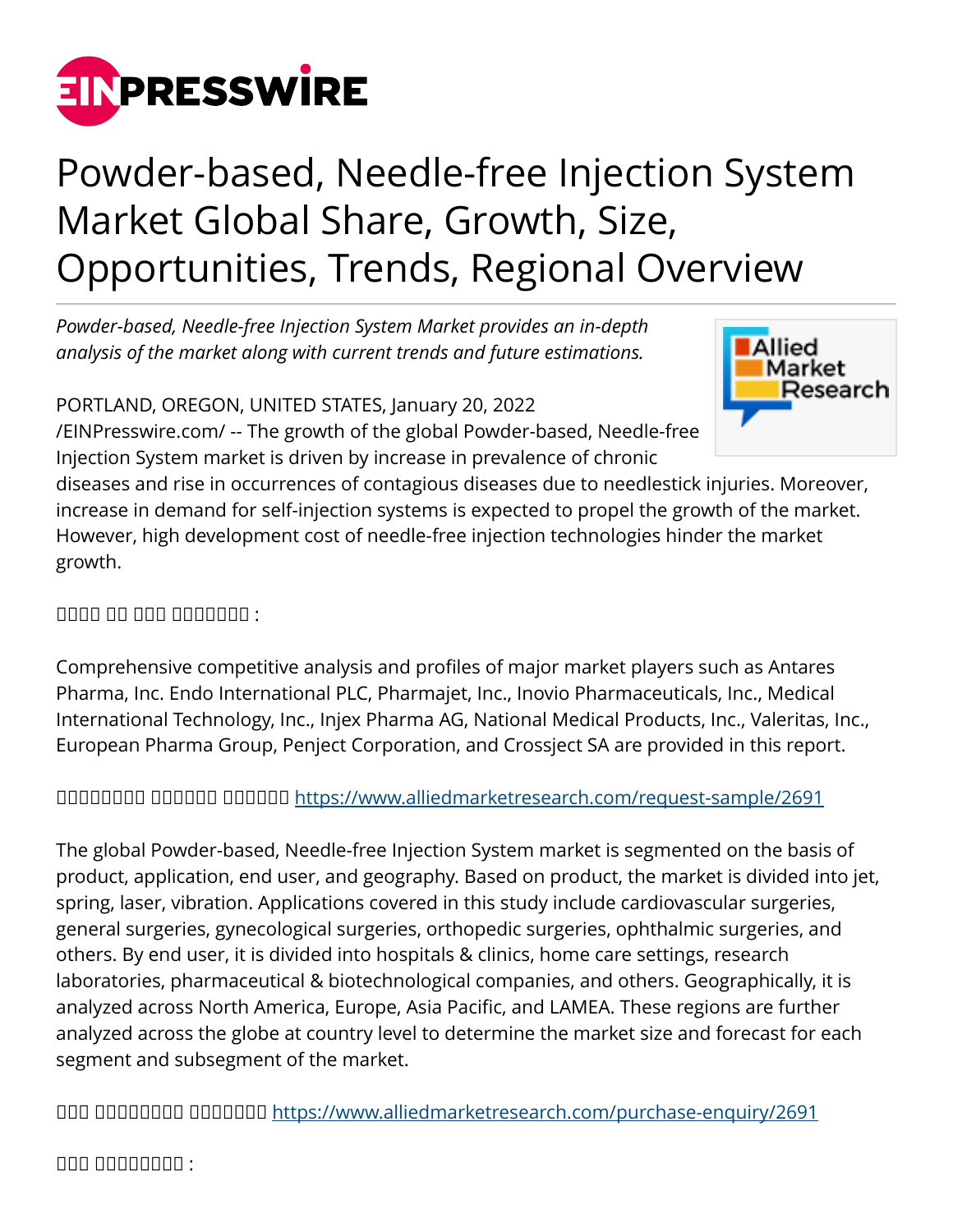# Powder-based, Needle-free Injection System Market Global Share, Growth, Size, Opportunities, Trends, Regional Overview

*Powder-based, Needle-free Injection System Market provides an in-depth analysis of the market along with current trends and future estimations.*

PORTLAND, OREGON, UNITED STATES, January 20, 2022 /EINPresswire.com/ -- The growth of the global Powder-based, Needle-free Injection System market is driven by increase in prevalence of chronic diseases and rise in occurrences of contagious diseases due to needlestick injuries. Moreover, increase in demand for self-injection systems is expected to propel the growth of the market. However, high development cost of needle-free injection technologies hinder the market growth.

□□□□ □□ □□□ □□□□□□□□ :

Comprehensive competitive analysis and profiles of major market players such as Antares Pharma, Inc. Endo International PLC, Pharmajet, Inc., Inovio Pharmaceuticals, Inc., Medical International Technology, Inc., Injex Pharma AG, National Medical Products, Inc., Valeritas, Inc., European Pharma Group, Penject Corporation, and Crossject SA are provided in this report.

□□□□□□□□ □□□□□□ □□□□□□ https://www.alliedmarketresearch.com/request-sample/2691

The global Powder-based, Needle-free Injection System market is segmented on the basis of product, application, end user, and geography. Based on product, the market is divided into jet, spring, laser, vibration. Applications covered in this study include cardiovascular surgeries, general surgeries, gynecological surgeries, orthopedic surgeries, ophthalmic surgeries, and others. By end user, it is divided into hospitals & clinics, home care settings, research laboratories, pharmaceutical & biotechnological companies, and others. Geographically, it is analyzed across North America, Europe, Asia Pacific, and LAMEA. These regions are further analyzed across the globe at country level to determine the market size and forecast for each segment and subsegment of the market.

□□□ □□□□□□□□ □□□□□□□ https://www.alliedmarketresearch.com/purchase-enquiry/2691

□□□ □□□□□□□□ :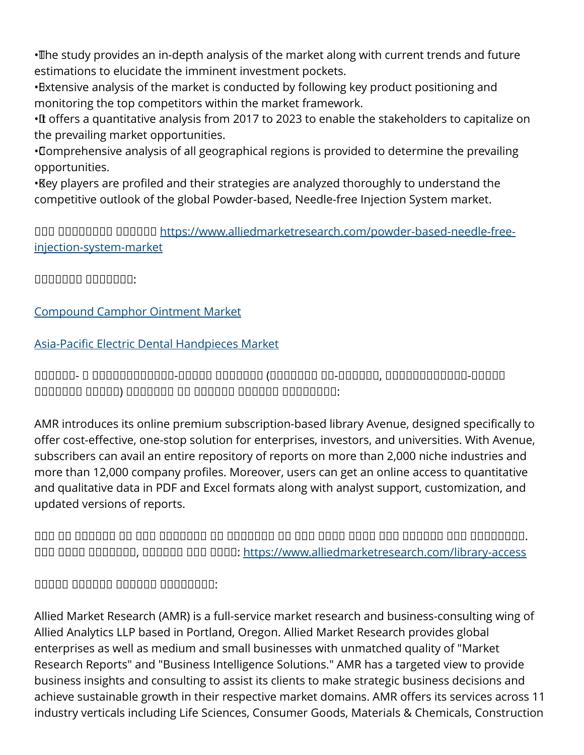- The study provides an in-depth analysis of the market along with current trends and future estimations to elucidate the imminent investment pockets.
- Extensive analysis of the market is conducted by following key product positioning and monitoring the top competitors within the market framework.
- It offers a quantitative analysis from 2017 to 2023 to enable the stakeholders to capitalize on the prevailing market opportunities.
- Comprehensive analysis of all geographical regions is provided to determine the prevailing opportunities.
- Key players are profiled and their strategies are analyzed thoroughly to understand the competitive outlook of the global Powder-based, Needle-free Injection System market.

□□□ □□□□□□□□□ □□□□□□□ [https://www.alliedmarketresearch.com/powder-based-needle-free-injection-system-market](https://www.alliedmarketresearch.com/powder-based-needle-free-injection-system-market)

□□□□□□□□ □□□□□□□□:

[Compound Camphor Ointment Market]()

[Asia-Pacific Electric Dental Handpieces Market]()

□□□□□□- □ □□□□□□□□□□□□□□-□□□□□ □□□□□□□□ (□□□□□□□□ □□-□□□□□□□, □□□□□□□□□□□□□□-□□□□□ □□□□□□□□ □□□□□□) □□□□□□□□ □□ □□□□□□□ □□□□□□□ □□□□□□□□□□:

AMR introduces its online premium subscription-based library Avenue, designed specifically to offer cost-effective, one-stop solution for enterprises, investors, and universities. With Avenue, subscribers can avail an entire repository of reports on more than 2,000 niche industries and more than 12,000 company profiles. Moreover, users can get an online access to quantitative and qualitative data in PDF and Excel formats along with analyst support, customization, and updated versions of reports.

□□□ □□ □□□□□□□ □□ □□□□ □□□□□□□□□ □□ □□□□□□□□□ □□ □□□□ □□□□□ □□□□□ □□□□ □□□□□□□ □□□□ □□□□□□□□□□. □□□ □□□□□ □□□□□□□□□, □□□□□□□ □□□□ □□□□□: [https://www.alliedmarketresearch.com/library-access](https://www.alliedmarketresearch.com/library-access)

□□□□□ □□□□□□□ □□□□□□□ □□□□□□□□□□:

Allied Market Research (AMR) is a full-service market research and business-consulting wing of Allied Analytics LLP based in Portland, Oregon. Allied Market Research provides global enterprises as well as medium and small businesses with unmatched quality of "Market Research Reports" and "Business Intelligence Solutions." AMR has a targeted view to provide business insights and consulting to assist its clients to make strategic business decisions and achieve sustainable growth in their respective market domains. AMR offers its services across 11 industry verticals including Life Sciences, Consumer Goods, Materials & Chemicals, Construction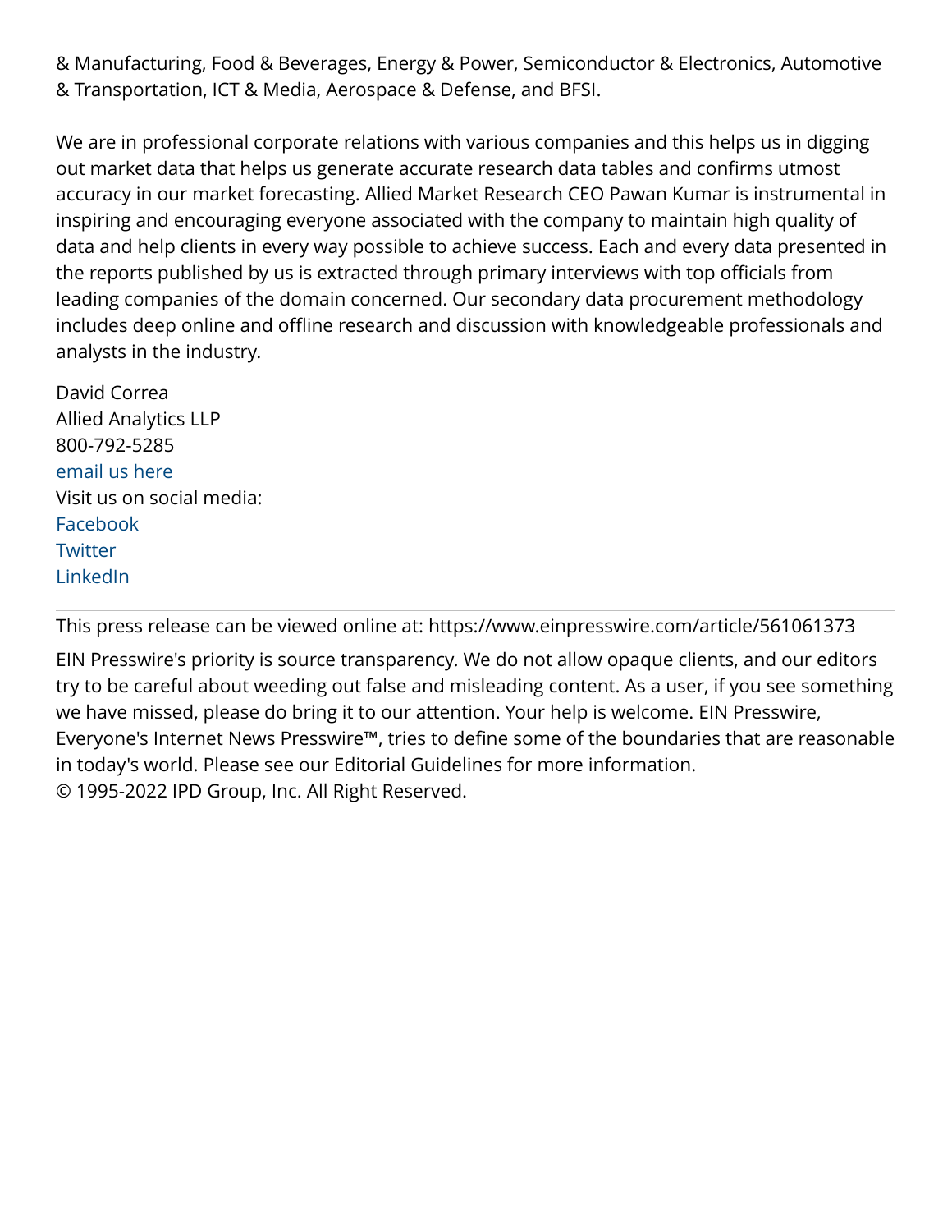& Manufacturing, Food & Beverages, Energy & Power, Semiconductor & Electronics, Automotive & Transportation, ICT & Media, Aerospace & Defense, and BFSI.

We are in professional corporate relations with various companies and this helps us in digging out market data that helps us generate accurate research data tables and confirms utmost accuracy in our market forecasting. Allied Market Research CEO Pawan Kumar is instrumental in inspiring and encouraging everyone associated with the company to maintain high quality of data and help clients in every way possible to achieve success. Each and every data presented in the reports published by us is extracted through primary interviews with top officials from leading companies of the domain concerned. Our secondary data procurement methodology includes deep online and offline research and discussion with knowledgeable professionals and analysts in the industry.

David Correa
Allied Analytics LLP
800-792-5285
email us here
Visit us on social media:
Facebook
Twitter
LinkedIn

---

This press release can be viewed online at: https://www.einpresswire.com/article/561061373

EIN Presswire's priority is source transparency. We do not allow opaque clients, and our editors try to be careful about weeding out false and misleading content. As a user, if you see something we have missed, please do bring it to our attention. Your help is welcome. EIN Presswire, Everyone's Internet News Presswire™, tries to define some of the boundaries that are reasonable in today's world. Please see our Editorial Guidelines for more information.
© 1995-2022 IPD Group, Inc. All Right Reserved.